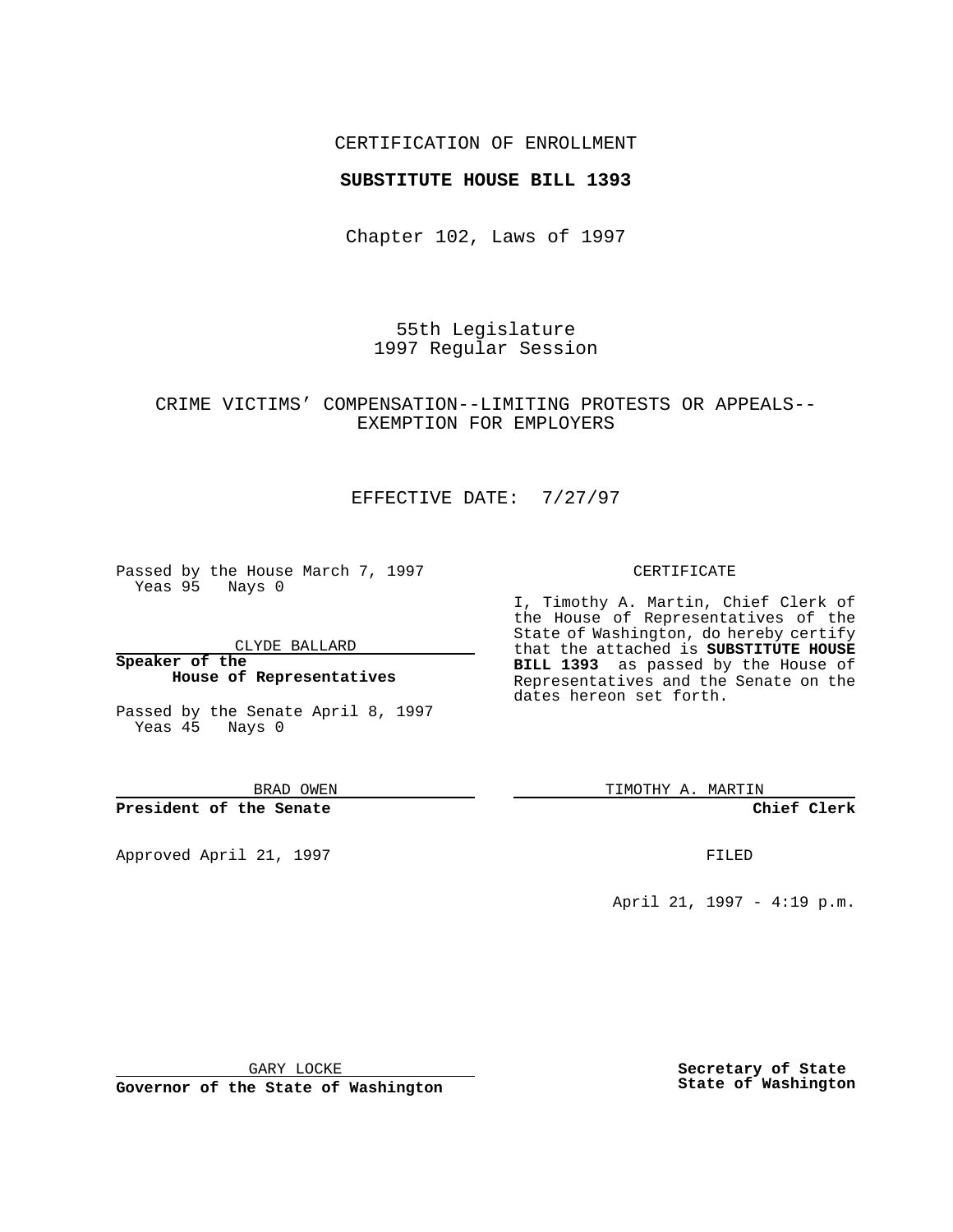CERTIFICATION OF ENROLLMENT

**SUBSTITUTE HOUSE BILL 1393**

Chapter 102, Laws of 1997

55th Legislature
1997 Regular Session

CRIME VICTIMS' COMPENSATION--LIMITING PROTESTS OR APPEALS--EXEMPTION FOR EMPLOYERS

EFFECTIVE DATE: 7/27/97

Passed by the House March 7, 1997
Yeas 95 Nays 0

CLYDE BALLARD

**Speaker of the House of Representatives**

Passed by the Senate April 8, 1997
Yeas 45 Nays 0

BRAD OWEN

**President of the Senate**

Approved April 21, 1997

GARY LOCKE

**Governor of the State of Washington**

CERTIFICATE

I, Timothy A. Martin, Chief Clerk of the House of Representatives of the State of Washington, do hereby certify that the attached is **SUBSTITUTE HOUSE BILL 1393** as passed by the House of Representatives and the Senate on the dates hereon set forth.

TIMOTHY A. MARTIN

**Chief Clerk**

FILED

April 21, 1997 - 4:19 p.m.

**Secretary of State State of Washington**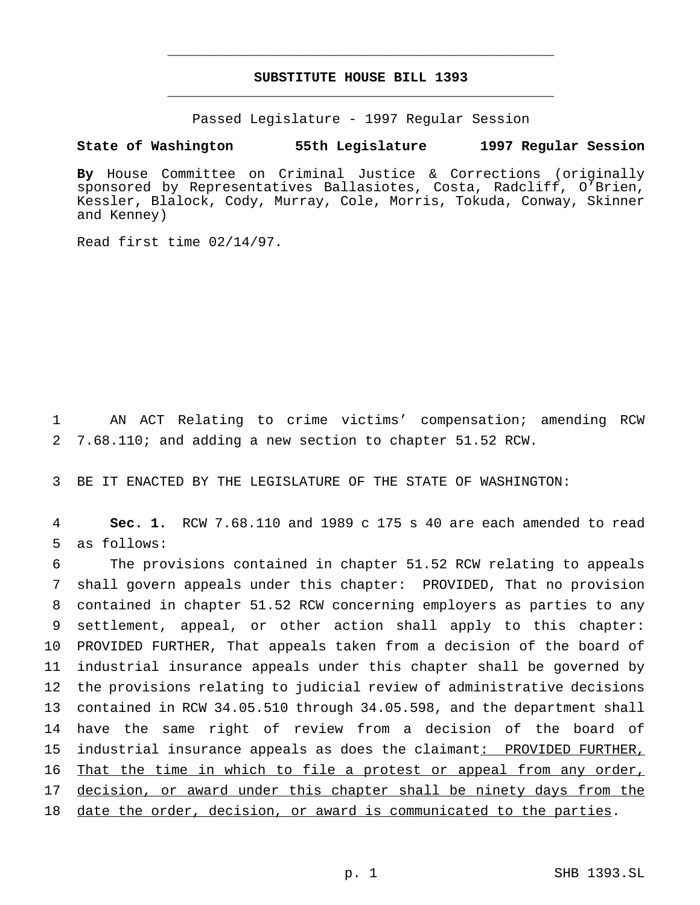# SUBSTITUTE HOUSE BILL 1393

Passed Legislature - 1997 Regular Session

**State of Washington 55th Legislature 1997 Regular Session**

**By** House Committee on Criminal Justice & Corrections (originally sponsored by Representatives Ballasiotes, Costa, Radcliff, O'Brien, Kessler, Blalock, Cody, Murray, Cole, Morris, Tokuda, Conway, Skinner and Kenney)

Read first time 02/14/97.

AN ACT Relating to crime victims' compensation; amending RCW 7.68.110; and adding a new section to chapter 51.52 RCW.

BE IT ENACTED BY THE LEGISLATURE OF THE STATE OF WASHINGTON:

**Sec. 1.** RCW 7.68.110 and 1989 c 175 s 40 are each amended to read as follows:

The provisions contained in chapter 51.52 RCW relating to appeals shall govern appeals under this chapter: PROVIDED, That no provision contained in chapter 51.52 RCW concerning employers as parties to any settlement, appeal, or other action shall apply to this chapter: PROVIDED FURTHER, That appeals taken from a decision of the board of industrial insurance appeals under this chapter shall be governed by the provisions relating to judicial review of administrative decisions contained in RCW 34.05.510 through 34.05.598, and the department shall have the same right of review from a decision of the board of industrial insurance appeals as does the claimant<u>: PROVIDED FURTHER, That the time in which to file a protest or appeal from any order, decision, or award under this chapter shall be ninety days from the date the order, decision, or award is communicated to the parties</u>.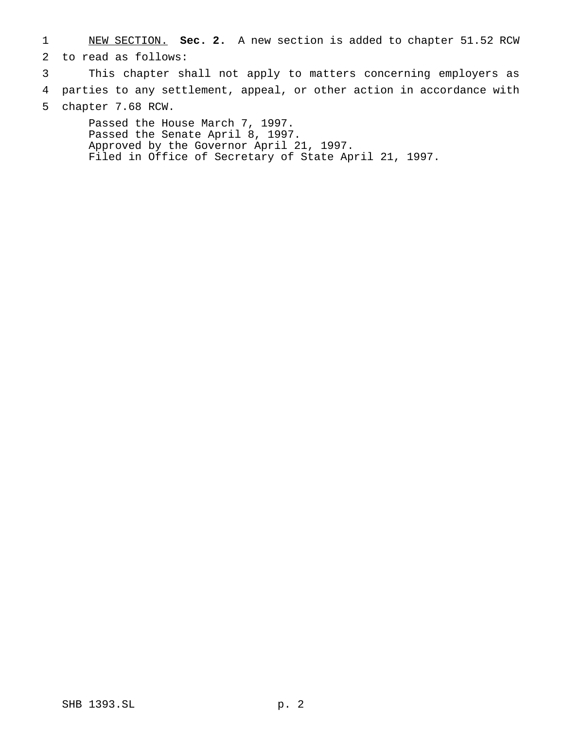NEW SECTION. **Sec. 2.** A new section is added to chapter 51.52 RCW to read as follows:

This chapter shall not apply to matters concerning employers as parties to any settlement, appeal, or other action in accordance with chapter 7.68 RCW.

Passed the House March 7, 1997.
Passed the Senate April 8, 1997.
Approved by the Governor April 21, 1997.
Filed in Office of Secretary of State April 21, 1997.